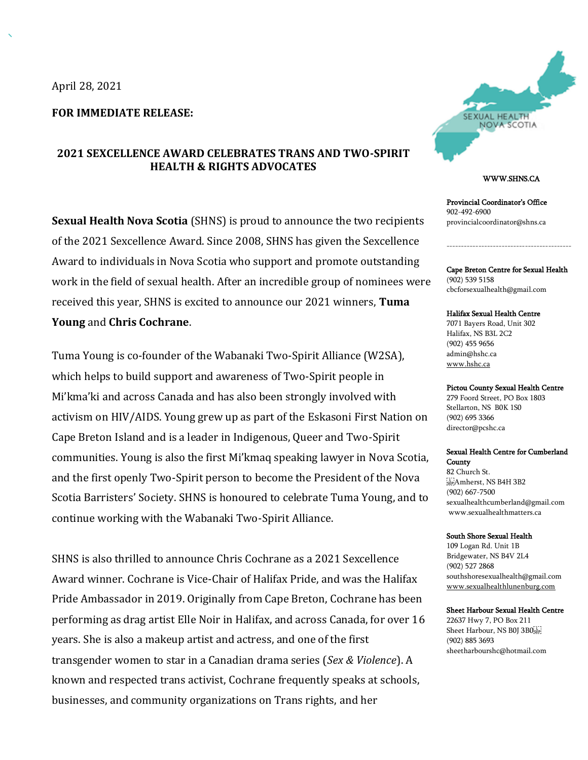April 28, 2021

**FOR IMMEDIATE RELEASE:**

## 2021 SEXCELLENCE AWARD CELEBRATES TRANS AND TWO-SPIRIT HEALTH & RIGHTS ADVOCATES

**Sexual Health Nova Scotia** (SHNS) is proud to announce the two recipients of the 2021 Sexcellence Award. Since 2008, SHNS has given the Sexcellence Award to individuals in Nova Scotia who support and promote outstanding work in the field of sexual health. After an incredible group of nominees were received this year, SHNS is excited to announce our 2021 winners, **Tuma Young** and **Chris Cochrane**.

Tuma Young is co-founder of the Wabanaki Two-Spirit Alliance (W2SA), which helps to build support and awareness of Two-Spirit people in Mi'kma'ki and across Canada and has also been strongly involved with activism on HIV/AIDS. Young grew up as part of the Eskasoni First Nation on Cape Breton Island and is a leader in Indigenous, Queer and Two-Spirit communities. Young is also the first Mi'kmaq speaking lawyer in Nova Scotia, and the first openly Two-Spirit person to become the President of the Nova Scotia Barristers' Society. SHNS is honoured to celebrate Tuma Young, and to continue working with the Wabanaki Two-Spirit Alliance.

SHNS is also thrilled to announce Chris Cochrane as a 2021 Sexcellence Award winner. Cochrane is Vice-Chair of Halifax Pride, and was the Halifax Pride Ambassador in 2019. Originally from Cape Breton, Cochrane has been performing as drag artist Elle Noir in Halifax, and across Canada, for over 16 years. She is also a makeup artist and actress, and one of the first transgender women to star in a Canadian drama series (*Sex & Violence*). A known and respected trans activist, Cochrane frequently speaks at schools, businesses, and community organizations on Trans rights, and her

SEXUAL HEALTH NOVA SCOTIA

WWW.SHNS.CA

**Provincial Coordinator's Office**
902-492-6900
provincialcoordinator@shns.ca

---

**Cape Breton Centre for Sexual Health**
(902) 539 5158
cbcforsexualhealth@gmail.com

**Halifax Sexual Health Centre**
7071 Bayers Road, Unit 302
Halifax, NS B3L 2C2
(902) 455 9656
admin@hshc.ca
www.hshc.ca

**Pictou County Sexual Health Centre**
279 Foord Street, PO Box 1803
Stellarton, NS B0K 1S0
(902) 695 3366
director@pcshc.ca

**Sexual Health Centre for Cumberland County**
82 Church St.
Amherst, NS B4H 3B2
(902) 667-7500
sexualhealthcumberland@gmail.com
www.sexualhealthmatters.ca

**South Shore Sexual Health**
109 Logan Rd. Unit 1B
Bridgewater, NS B4V 2L4
(902) 527 2868
southshoresexualhealth@gmail.com
www.sexualhealthlunenburg.com

**Sheet Harbour Sexual Health Centre**
22637 Hwy 7, PO Box 211
Sheet Harbour, NS B0J 3B0
(902) 885 3693
sheetharbourshc@hotmail.com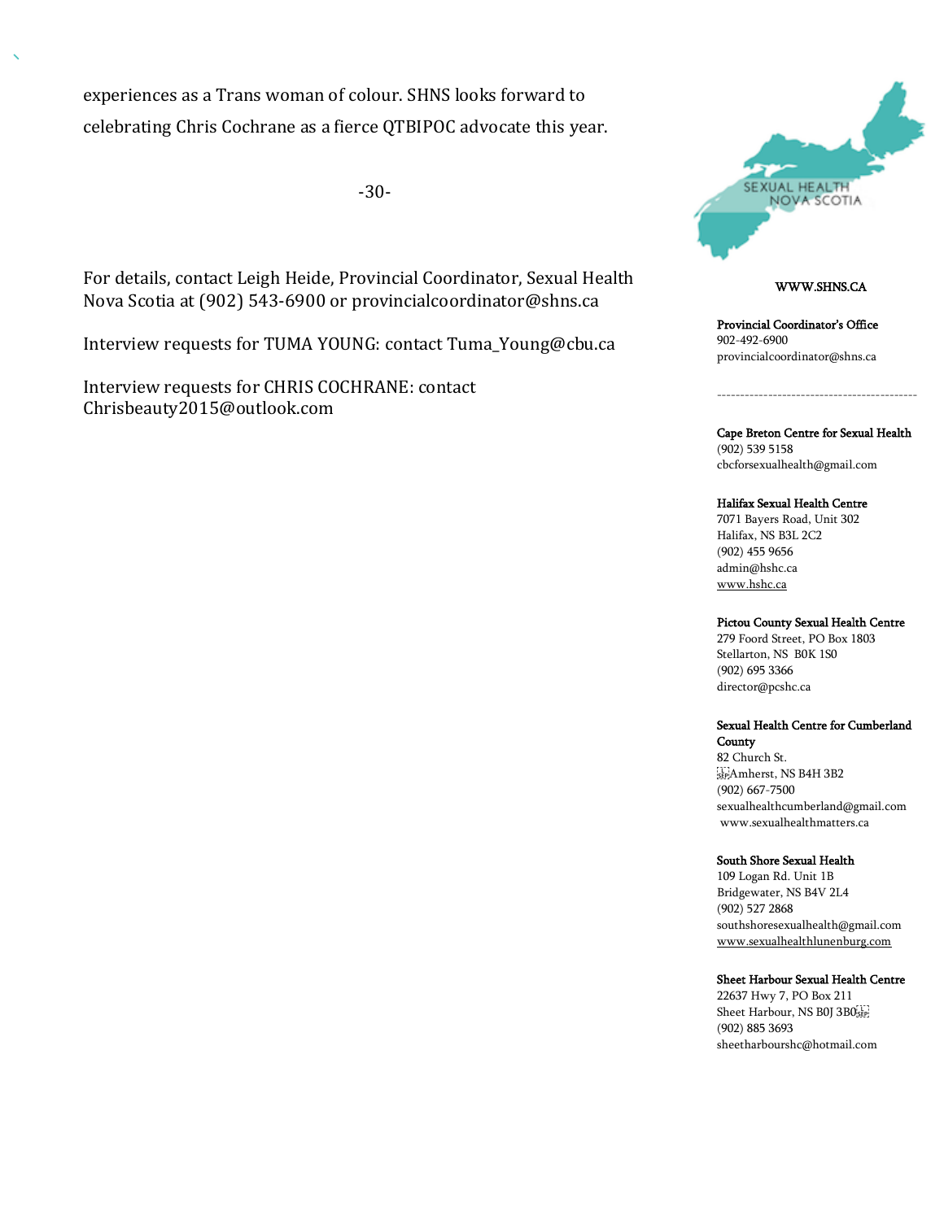experiences as a Trans woman of colour. SHNS looks forward to celebrating Chris Cochrane as a fierce QTBIPOC advocate this year.

-30-

For details, contact Leigh Heide, Provincial Coordinator, Sexual Health Nova Scotia at (902) 543-6900 or provincialcoordinator@shns.ca

Interview requests for TUMA YOUNG: contact Tuma_Young@cbu.ca

Interview requests for CHRIS COCHRANE: contact Chrisbeauty2015@outlook.com

SEXUAL HEALTH NOVA SCOTIA

WWW.SHNS.CA

**Provincial Coordinator's Office**
902-492-6900
provincialcoordinator@shns.ca

---

**Cape Breton Centre for Sexual Health**
(902) 539 5158
cbcforsexualhealth@gmail.com

**Halifax Sexual Health Centre**
7071 Bayers Road, Unit 302
Halifax, NS B3L 2C2
(902) 455 9656
admin@hshc.ca
www.hshc.ca

**Pictou County Sexual Health Centre**
279 Foord Street, PO Box 1803
Stellarton, NS B0K 1S0
(902) 695 3366
director@pcshc.ca

**Sexual Health Centre for Cumberland County**
82 Church St.
Amherst, NS B4H 3B2
(902) 667-7500
sexualhealthcumberland@gmail.com
www.sexualhealthmatters.ca

**South Shore Sexual Health**
109 Logan Rd. Unit 1B
Bridgewater, NS B4V 2L4
(902) 527 2868
southshoresexualhealth@gmail.com
www.sexualhealthlunenburg.com

**Sheet Harbour Sexual Health Centre**
22637 Hwy 7, PO Box 211
Sheet Harbour, NS B0J 3B0
(902) 885 3693
sheetharbourshc@hotmail.com